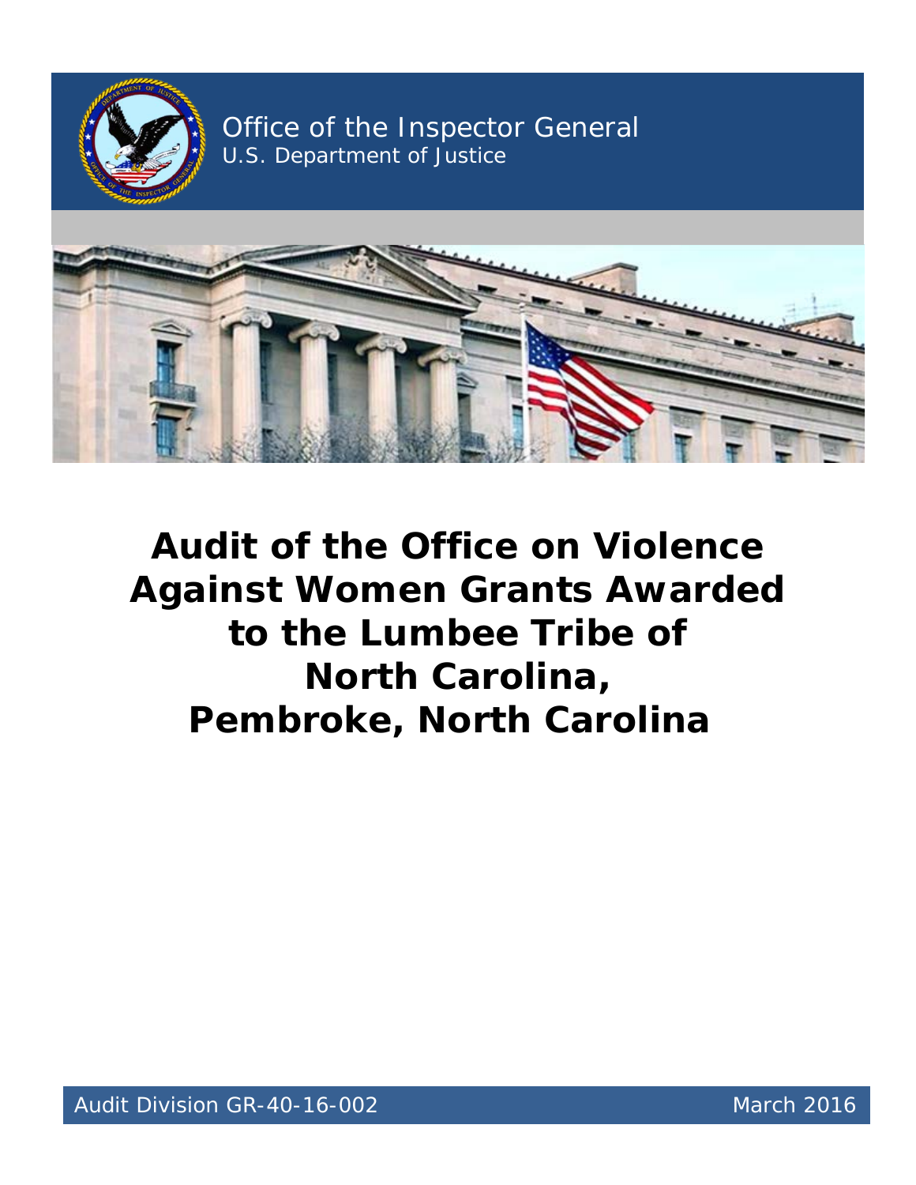Office of the Inspector General
U.S. Department of Justice

# Audit of the Office on Violence Against Women Grants Awarded to the Lumbee Tribe of North Carolina, Pembroke, North Carolina

Audit Division GR-40-16-002

March 2016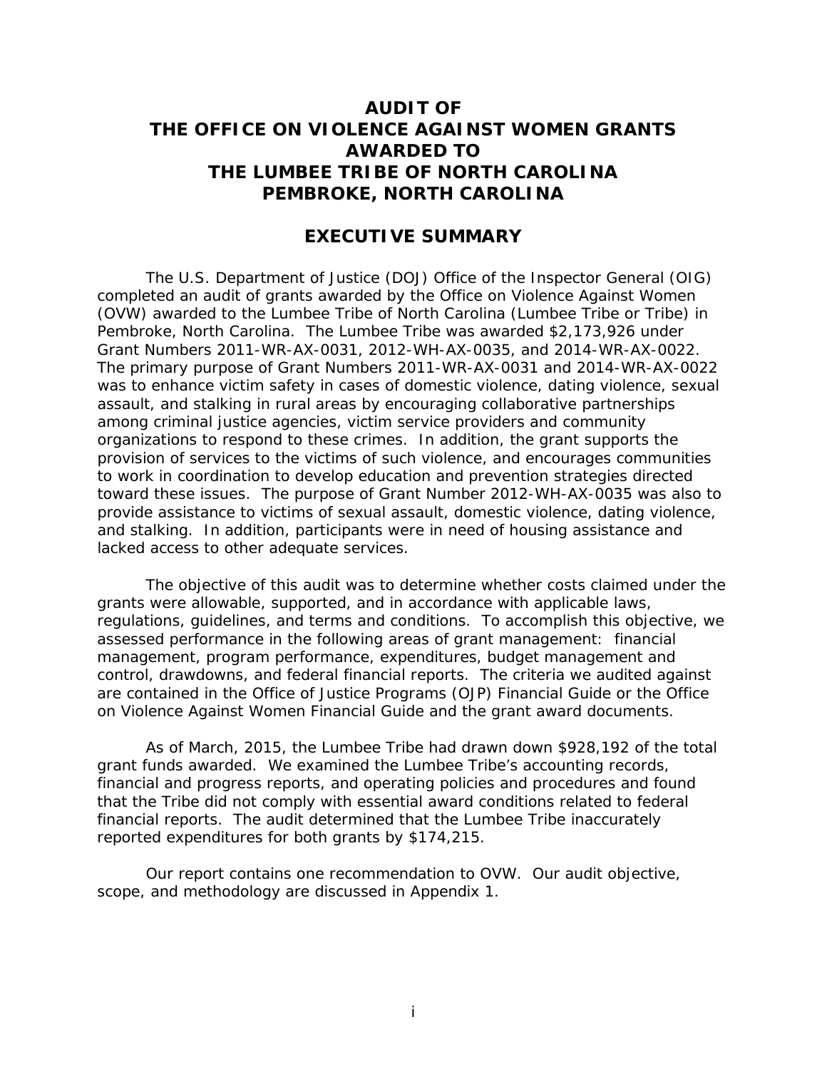# AUDIT OF THE OFFICE ON VIOLENCE AGAINST WOMEN GRANTS AWARDED TO THE LUMBEE TRIBE OF NORTH CAROLINA PEMBROKE, NORTH CAROLINA

## EXECUTIVE SUMMARY

The U.S. Department of Justice (DOJ) Office of the Inspector General (OIG) completed an audit of grants awarded by the Office on Violence Against Women (OVW) awarded to the Lumbee Tribe of North Carolina (Lumbee Tribe or Tribe) in Pembroke, North Carolina. The Lumbee Tribe was awarded $2,173,926 under Grant Numbers 2011-WR-AX-0031, 2012-WH-AX-0035, and 2014-WR-AX-0022. The primary purpose of Grant Numbers 2011-WR-AX-0031 and 2014-WR-AX-0022 was to enhance victim safety in cases of domestic violence, dating violence, sexual assault, and stalking in rural areas by encouraging collaborative partnerships among criminal justice agencies, victim service providers and community organizations to respond to these crimes. In addition, the grant supports the provision of services to the victims of such violence, and encourages communities to work in coordination to develop education and prevention strategies directed toward these issues. The purpose of Grant Number 2012-WH-AX-0035 was also to provide assistance to victims of sexual assault, domestic violence, dating violence, and stalking. In addition, participants were in need of housing assistance and lacked access to other adequate services.

The objective of this audit was to determine whether costs claimed under the grants were allowable, supported, and in accordance with applicable laws, regulations, guidelines, and terms and conditions. To accomplish this objective, we assessed performance in the following areas of grant management: financial management, program performance, expenditures, budget management and control, drawdowns, and federal financial reports. The criteria we audited against are contained in the Office of Justice Programs (OJP) Financial Guide or the Office on Violence Against Women Financial Guide and the grant award documents.

As of March, 2015, the Lumbee Tribe had drawn down $928,192 of the total grant funds awarded. We examined the Lumbee Tribe's accounting records, financial and progress reports, and operating policies and procedures and found that the Tribe did not comply with essential award conditions related to federal financial reports. The audit determined that the Lumbee Tribe inaccurately reported expenditures for both grants by $174,215.

Our report contains one recommendation to OVW. Our audit objective, scope, and methodology are discussed in Appendix 1.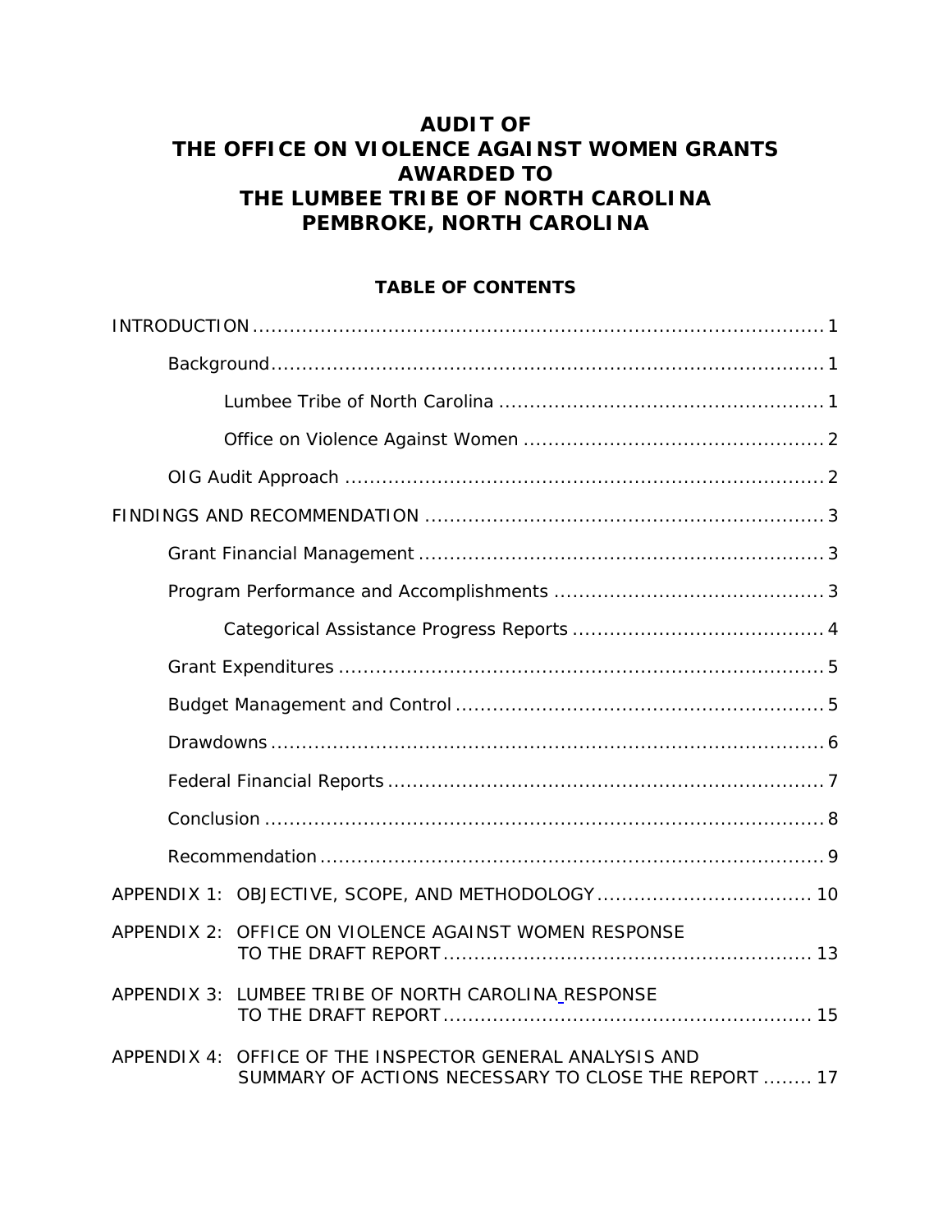# AUDIT OF THE OFFICE ON VIOLENCE AGAINST WOMEN GRANTS AWARDED TO THE LUMBEE TRIBE OF NORTH CAROLINA PEMBROKE, NORTH CAROLINA

## TABLE OF CONTENTS

INTRODUCTION ..... 1

- Background ..... 1
  - Lumbee Tribe of North Carolina ..... 1
  - Office on Violence Against Women ..... 2
- OIG Audit Approach ..... 2

FINDINGS AND RECOMMENDATION ..... 3

- Grant Financial Management ..... 3
- Program Performance and Accomplishments ..... 3
  - Categorical Assistance Progress Reports ..... 4
- Grant Expenditures ..... 5
- Budget Management and Control ..... 5
- Drawdowns ..... 6
- Federal Financial Reports ..... 7
- Conclusion ..... 8
- Recommendation ..... 9

APPENDIX 1: OBJECTIVE, SCOPE, AND METHODOLOGY ..... 10

APPENDIX 2: OFFICE ON VIOLENCE AGAINST WOMEN RESPONSE TO THE DRAFT REPORT ..... 13

APPENDIX 3: LUMBEE TRIBE OF NORTH CAROLINA RESPONSE TO THE DRAFT REPORT ..... 15

APPENDIX 4: OFFICE OF THE INSPECTOR GENERAL ANALYSIS AND SUMMARY OF ACTIONS NECESSARY TO CLOSE THE REPORT ..... 17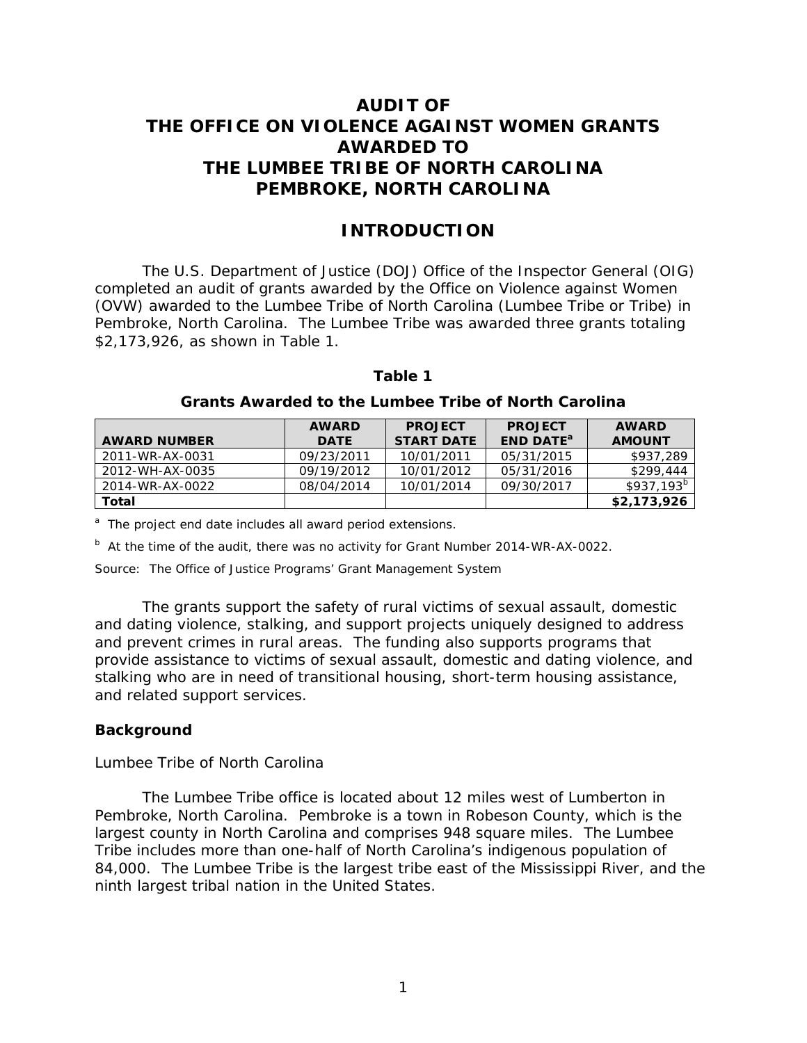# AUDIT OF THE OFFICE ON VIOLENCE AGAINST WOMEN GRANTS AWARDED TO THE LUMBEE TRIBE OF NORTH CAROLINA PEMBROKE, NORTH CAROLINA

## INTRODUCTION

The U.S. Department of Justice (DOJ) Office of the Inspector General (OIG) completed an audit of grants awarded by the Office on Violence against Women (OVW) awarded to the Lumbee Tribe of North Carolina (Lumbee Tribe or Tribe) in Pembroke, North Carolina. The Lumbee Tribe was awarded three grants totaling $2,173,926, as shown in Table 1.

**Table 1**

**Grants Awarded to the Lumbee Tribe of North Carolina**

| AWARD NUMBER | AWARD DATE | PROJECT START DATE | PROJECT END DATE[a] | AWARD AMOUNT |
|---|---|---|---|---|
| 2011-WR-AX-0031 | 09/23/2011 | 10/01/2011 | 05/31/2015 | $937,289 |
| 2012-WH-AX-0035 | 09/19/2012 | 10/01/2012 | 05/31/2016 | $299,444 |
| 2014-WR-AX-0022 | 08/04/2014 | 10/01/2014 | 09/30/2017 | $937,193[b] |
| **Total** | | | | **$2,173,926** |

[a] The project end date includes all award period extensions.

[b] At the time of the audit, there was no activity for Grant Number 2014-WR-AX-0022.

Source: The Office of Justice Programs' Grant Management System

The grants support the safety of rural victims of sexual assault, domestic and dating violence, stalking, and support projects uniquely designed to address and prevent crimes in rural areas. The funding also supports programs that provide assistance to victims of sexual assault, domestic and dating violence, and stalking who are in need of transitional housing, short-term housing assistance, and related support services.

### Background

Lumbee Tribe of North Carolina

The Lumbee Tribe office is located about 12 miles west of Lumberton in Pembroke, North Carolina. Pembroke is a town in Robeson County, which is the largest county in North Carolina and comprises 948 square miles. The Lumbee Tribe includes more than one-half of North Carolina's indigenous population of 84,000. The Lumbee Tribe is the largest tribe east of the Mississippi River, and the ninth largest tribal nation in the United States.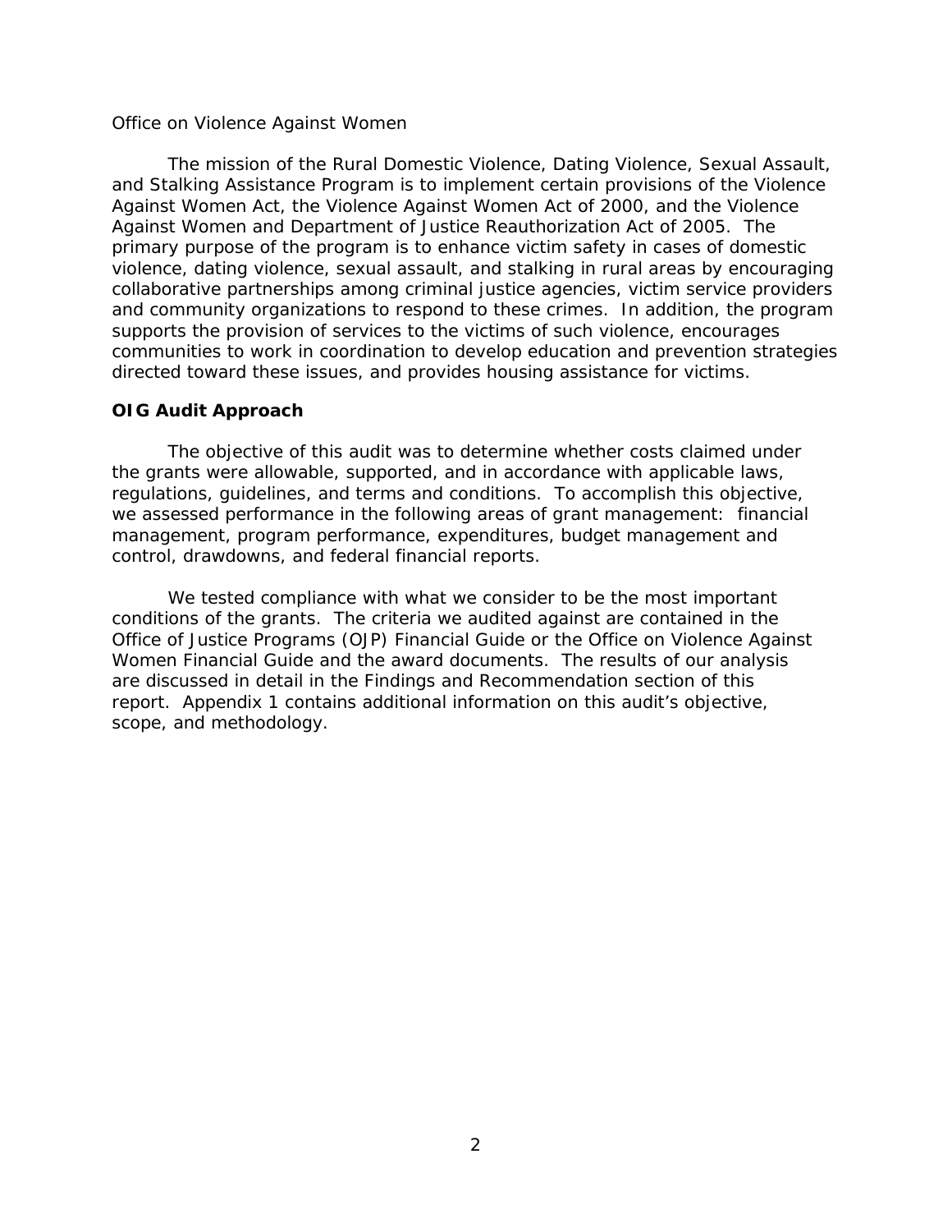Office on Violence Against Women

The mission of the Rural Domestic Violence, Dating Violence, Sexual Assault, and Stalking Assistance Program is to implement certain provisions of the Violence Against Women Act, the Violence Against Women Act of 2000, and the Violence Against Women and Department of Justice Reauthorization Act of 2005. The primary purpose of the program is to enhance victim safety in cases of domestic violence, dating violence, sexual assault, and stalking in rural areas by encouraging collaborative partnerships among criminal justice agencies, victim service providers and community organizations to respond to these crimes. In addition, the program supports the provision of services to the victims of such violence, encourages communities to work in coordination to develop education and prevention strategies directed toward these issues, and provides housing assistance for victims.

**OIG Audit Approach**

The objective of this audit was to determine whether costs claimed under the grants were allowable, supported, and in accordance with applicable laws, regulations, guidelines, and terms and conditions. To accomplish this objective, we assessed performance in the following areas of grant management: financial management, program performance, expenditures, budget management and control, drawdowns, and federal financial reports.

We tested compliance with what we consider to be the most important conditions of the grants. The criteria we audited against are contained in the Office of Justice Programs (OJP) Financial Guide or the Office on Violence Against Women Financial Guide and the award documents. The results of our analysis are discussed in detail in the Findings and Recommendation section of this report. Appendix 1 contains additional information on this audit's objective, scope, and methodology.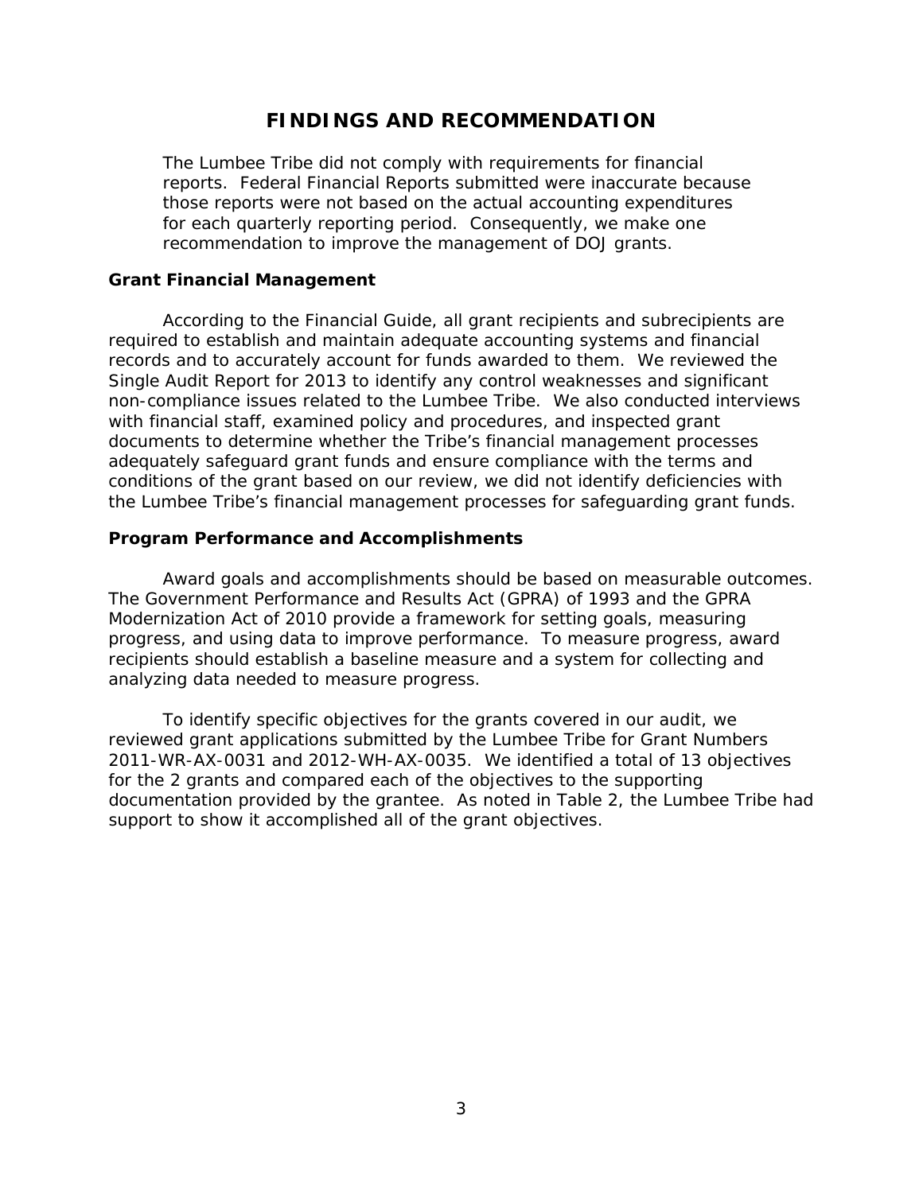## FINDINGS AND RECOMMENDATION

The Lumbee Tribe did not comply with requirements for financial reports. Federal Financial Reports submitted were inaccurate because those reports were not based on the actual accounting expenditures for each quarterly reporting period. Consequently, we make one recommendation to improve the management of DOJ grants.

### Grant Financial Management

According to the Financial Guide, all grant recipients and subrecipients are required to establish and maintain adequate accounting systems and financial records and to accurately account for funds awarded to them. We reviewed the Single Audit Report for 2013 to identify any control weaknesses and significant non-compliance issues related to the Lumbee Tribe. We also conducted interviews with financial staff, examined policy and procedures, and inspected grant documents to determine whether the Tribe's financial management processes adequately safeguard grant funds and ensure compliance with the terms and conditions of the grant based on our review, we did not identify deficiencies with the Lumbee Tribe's financial management processes for safeguarding grant funds.

### Program Performance and Accomplishments

Award goals and accomplishments should be based on measurable outcomes. The Government Performance and Results Act (GPRA) of 1993 and the GPRA Modernization Act of 2010 provide a framework for setting goals, measuring progress, and using data to improve performance. To measure progress, award recipients should establish a baseline measure and a system for collecting and analyzing data needed to measure progress.

To identify specific objectives for the grants covered in our audit, we reviewed grant applications submitted by the Lumbee Tribe for Grant Numbers 2011-WR-AX-0031 and 2012-WH-AX-0035. We identified a total of 13 objectives for the 2 grants and compared each of the objectives to the supporting documentation provided by the grantee. As noted in Table 2, the Lumbee Tribe had support to show it accomplished all of the grant objectives.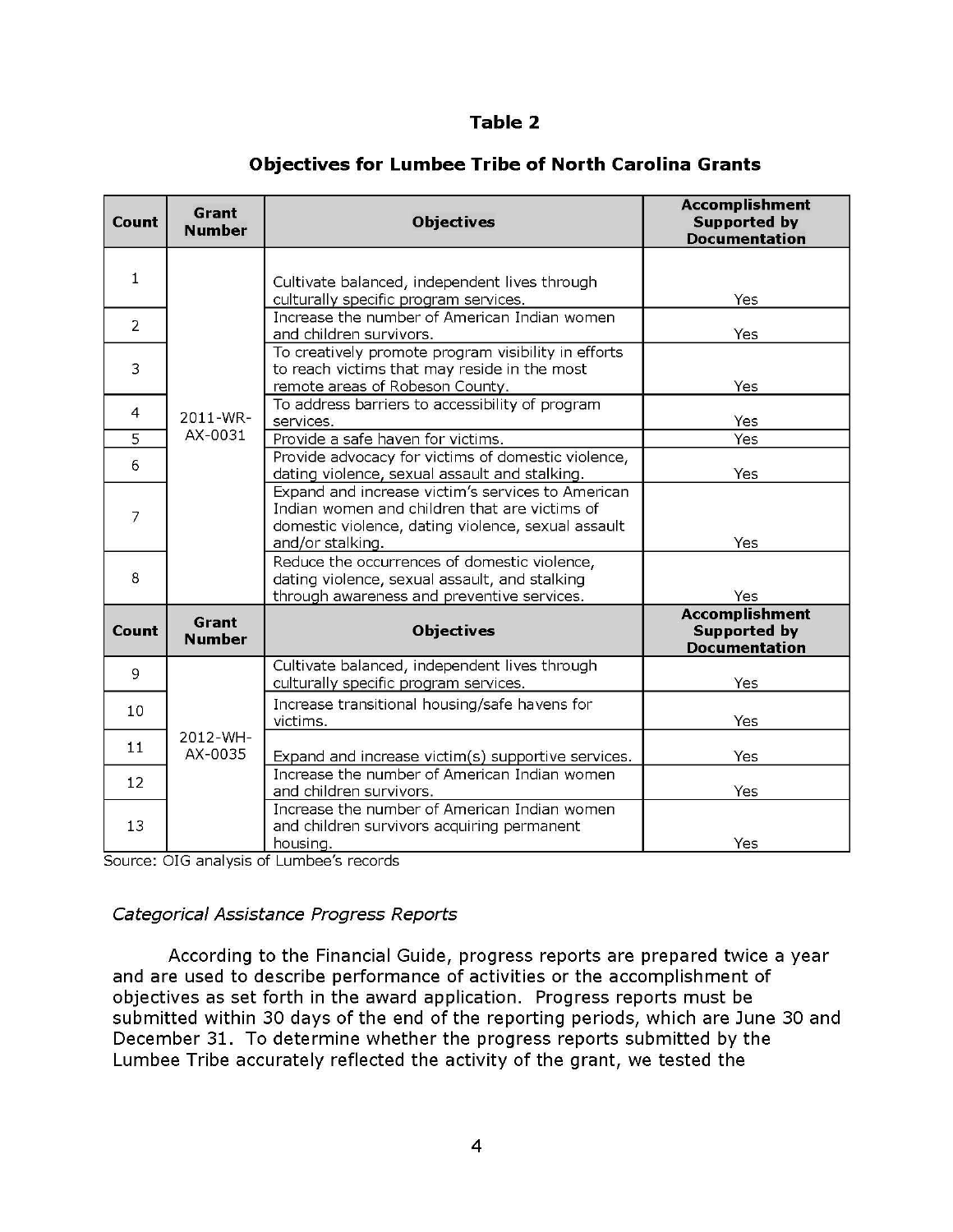**Table 2**

**Objectives for Lumbee Tribe of North Carolina Grants**

| Count | Grant Number | Objectives | Accomplishment Supported by Documentation |
|---|---|---|---|
| 1 | 2011-WR-AX-0031 | Cultivate balanced, independent lives through culturally specific program services. | Yes |
| 2 | | Increase the number of American Indian women and children survivors. | Yes |
| 3 | | To creatively promote program visibility in efforts to reach victims that may reside in the most remote areas of Robeson County. | Yes |
| 4 | | To address barriers to accessibility of program services. | Yes |
| 5 | | Provide a safe haven for victims. | Yes |
| 6 | | Provide advocacy for victims of domestic violence, dating violence, sexual assault and stalking. | Yes |
| 7 | | Expand and increase victim's services to American Indian women and children that are victims of domestic violence, dating violence, sexual assault and/or stalking. | Yes |
| 8 | | Reduce the occurrences of domestic violence, dating violence, sexual assault, and stalking through awareness and preventive services. | Yes |
| **Count** | **Grant Number** | **Objectives** | **Accomplishment Supported by Documentation** |
| 9 | 2012-WH-AX-0035 | Cultivate balanced, independent lives through culturally specific program services. | Yes |
| 10 | | Increase transitional housing/safe havens for victims. | Yes |
| 11 | | Expand and increase victim(s) supportive services. | Yes |
| 12 | | Increase the number of American Indian women and children survivors. | Yes |
| 13 | | Increase the number of American Indian women and children survivors acquiring permanent housing. | Yes |

Source: OIG analysis of Lumbee's records

*Categorical Assistance Progress Reports*

According to the Financial Guide, progress reports are prepared twice a year and are used to describe performance of activities or the accomplishment of objectives as set forth in the award application. Progress reports must be submitted within 30 days of the end of the reporting periods, which are June 30 and December 31. To determine whether the progress reports submitted by the Lumbee Tribe accurately reflected the activity of the grant, we tested the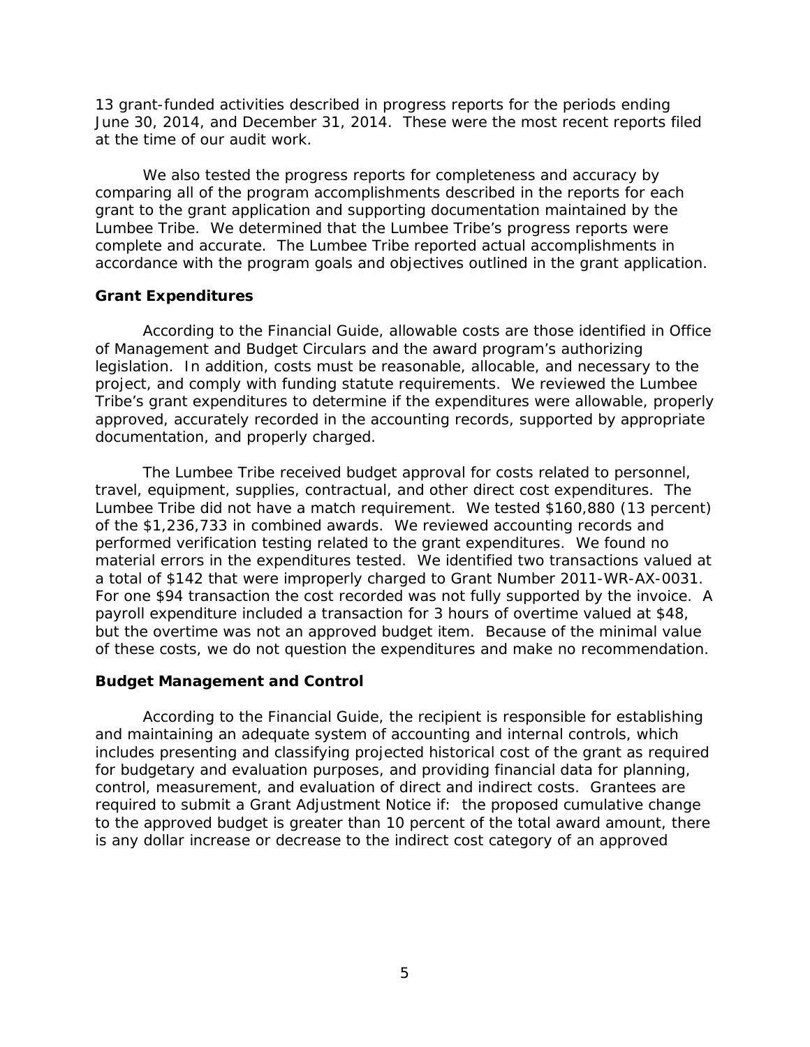13 grant-funded activities described in progress reports for the periods ending June 30, 2014, and December 31, 2014. These were the most recent reports filed at the time of our audit work.

We also tested the progress reports for completeness and accuracy by comparing all of the program accomplishments described in the reports for each grant to the grant application and supporting documentation maintained by the Lumbee Tribe. We determined that the Lumbee Tribe's progress reports were complete and accurate. The Lumbee Tribe reported actual accomplishments in accordance with the program goals and objectives outlined in the grant application.

### Grant Expenditures

According to the Financial Guide, allowable costs are those identified in Office of Management and Budget Circulars and the award program's authorizing legislation. In addition, costs must be reasonable, allocable, and necessary to the project, and comply with funding statute requirements. We reviewed the Lumbee Tribe's grant expenditures to determine if the expenditures were allowable, properly approved, accurately recorded in the accounting records, supported by appropriate documentation, and properly charged.

The Lumbee Tribe received budget approval for costs related to personnel, travel, equipment, supplies, contractual, and other direct cost expenditures. The Lumbee Tribe did not have a match requirement. We tested $160,880 (13 percent) of the $1,236,733 in combined awards. We reviewed accounting records and performed verification testing related to the grant expenditures. We found no material errors in the expenditures tested. We identified two transactions valued at a total of $142 that were improperly charged to Grant Number 2011-WR-AX-0031. For one $94 transaction the cost recorded was not fully supported by the invoice. A payroll expenditure included a transaction for 3 hours of overtime valued at $48, but the overtime was not an approved budget item. Because of the minimal value of these costs, we do not question the expenditures and make no recommendation.

### Budget Management and Control

According to the Financial Guide, the recipient is responsible for establishing and maintaining an adequate system of accounting and internal controls, which includes presenting and classifying projected historical cost of the grant as required for budgetary and evaluation purposes, and providing financial data for planning, control, measurement, and evaluation of direct and indirect costs. Grantees are required to submit a Grant Adjustment Notice if: the proposed cumulative change to the approved budget is greater than 10 percent of the total award amount, there is any dollar increase or decrease to the indirect cost category of an approved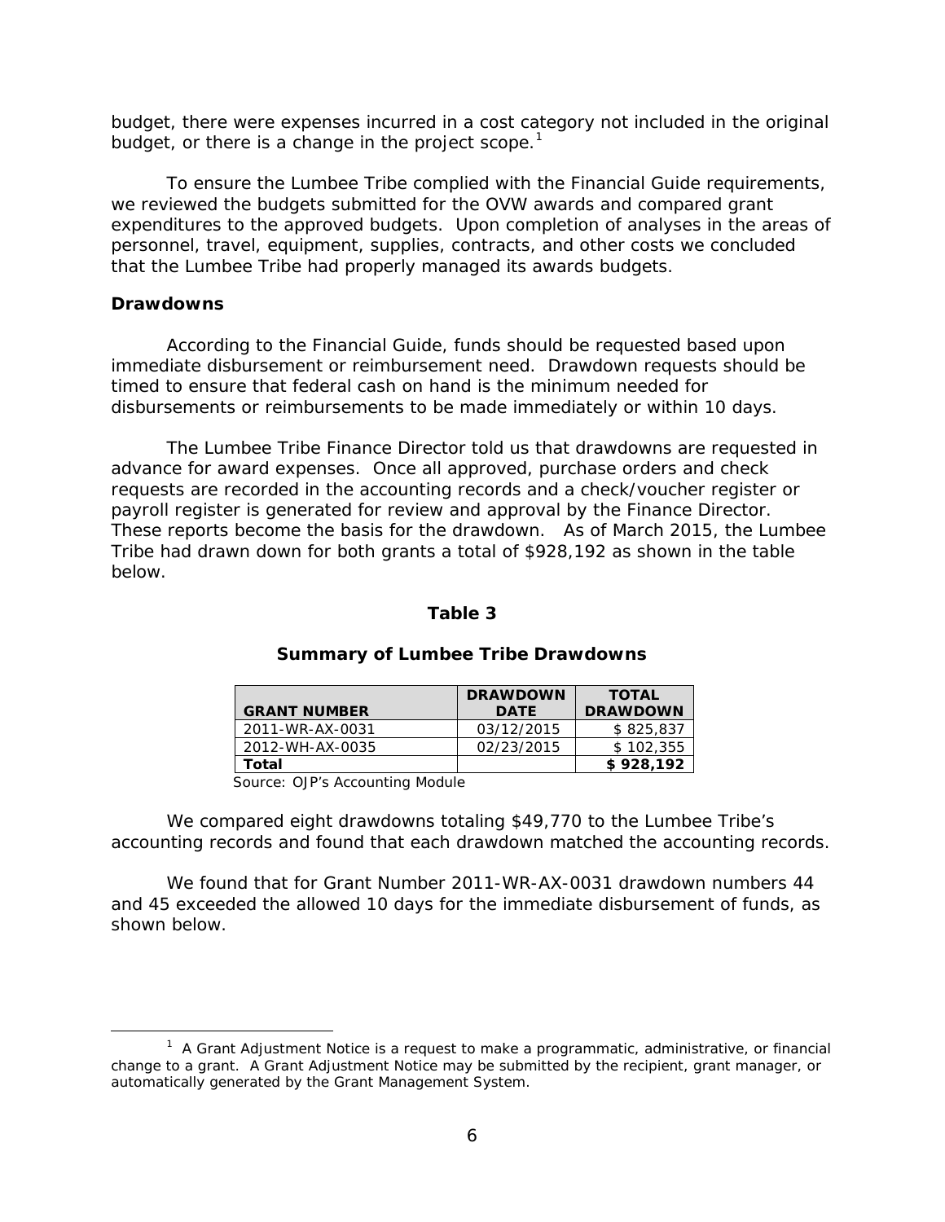budget, there were expenses incurred in a cost category not included in the original budget, or there is a change in the project scope.[1]

To ensure the Lumbee Tribe complied with the Financial Guide requirements, we reviewed the budgets submitted for the OVW awards and compared grant expenditures to the approved budgets. Upon completion of analyses in the areas of personnel, travel, equipment, supplies, contracts, and other costs we concluded that the Lumbee Tribe had properly managed its awards budgets.

**Drawdowns**

According to the Financial Guide, funds should be requested based upon immediate disbursement or reimbursement need. Drawdown requests should be timed to ensure that federal cash on hand is the minimum needed for disbursements or reimbursements to be made immediately or within 10 days.

The Lumbee Tribe Finance Director told us that drawdowns are requested in advance for award expenses. Once all approved, purchase orders and check requests are recorded in the accounting records and a check/voucher register or payroll register is generated for review and approval by the Finance Director. These reports become the basis for the drawdown. As of March 2015, the Lumbee Tribe had drawn down for both grants a total of $928,192 as shown in the table below.

**Table 3**

**Summary of Lumbee Tribe Drawdowns**

| GRANT NUMBER | DRAWDOWN DATE | TOTAL DRAWDOWN |
|---|---|---|
| 2011-WR-AX-0031 | 03/12/2015 | $ 825,837 |
| 2012-WH-AX-0035 | 02/23/2015 | $ 102,355 |
| **Total** | | **$ 928,192** |

Source: OJP's Accounting Module

We compared eight drawdowns totaling $49,770 to the Lumbee Tribe's accounting records and found that each drawdown matched the accounting records.

We found that for Grant Number 2011-WR-AX-0031 drawdown numbers 44 and 45 exceeded the allowed 10 days for the immediate disbursement of funds, as shown below.

[1] A Grant Adjustment Notice is a request to make a programmatic, administrative, or financial change to a grant. A Grant Adjustment Notice may be submitted by the recipient, grant manager, or automatically generated by the Grant Management System.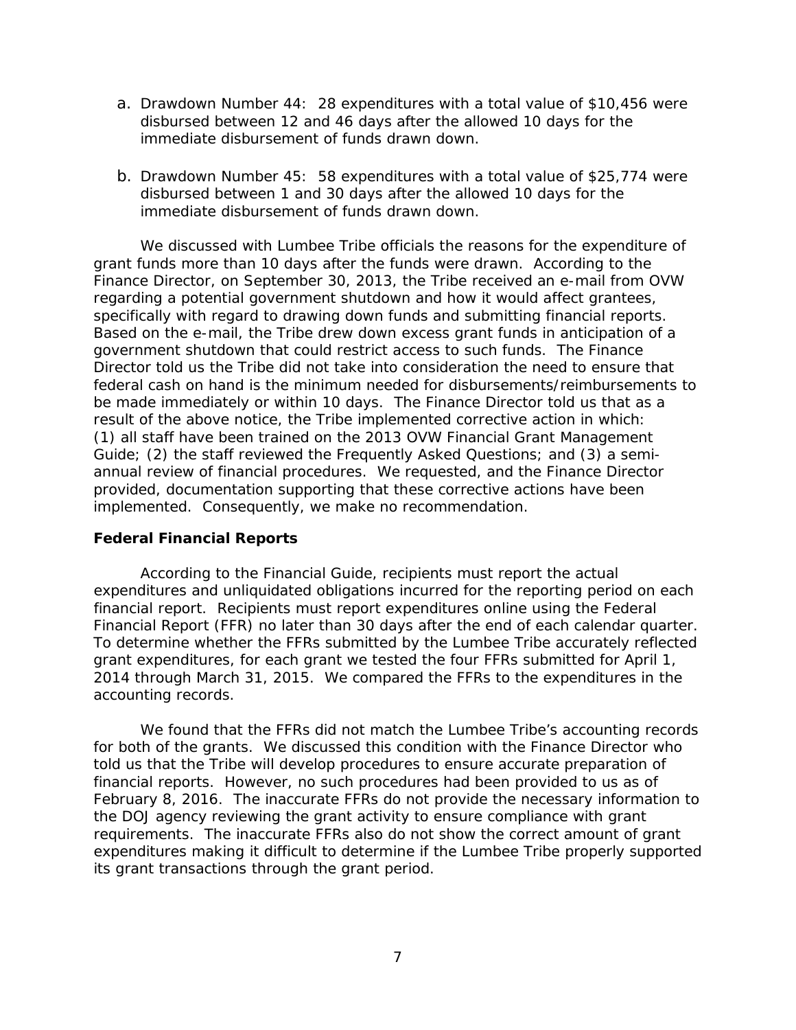a. Drawdown Number 44: 28 expenditures with a total value of $10,456 were disbursed between 12 and 46 days after the allowed 10 days for the immediate disbursement of funds drawn down.

b. Drawdown Number 45: 58 expenditures with a total value of $25,774 were disbursed between 1 and 30 days after the allowed 10 days for the immediate disbursement of funds drawn down.

We discussed with Lumbee Tribe officials the reasons for the expenditure of grant funds more than 10 days after the funds were drawn. According to the Finance Director, on September 30, 2013, the Tribe received an e-mail from OVW regarding a potential government shutdown and how it would affect grantees, specifically with regard to drawing down funds and submitting financial reports. Based on the e-mail, the Tribe drew down excess grant funds in anticipation of a government shutdown that could restrict access to such funds. The Finance Director told us the Tribe did not take into consideration the need to ensure that federal cash on hand is the minimum needed for disbursements/reimbursements to be made immediately or within 10 days. The Finance Director told us that as a result of the above notice, the Tribe implemented corrective action in which: (1) all staff have been trained on the 2013 OVW Financial Grant Management Guide; (2) the staff reviewed the Frequently Asked Questions; and (3) a semi-annual review of financial procedures. We requested, and the Finance Director provided, documentation supporting that these corrective actions have been implemented. Consequently, we make no recommendation.

### Federal Financial Reports

According to the Financial Guide, recipients must report the actual expenditures and unliquidated obligations incurred for the reporting period on each financial report. Recipients must report expenditures online using the Federal Financial Report (FFR) no later than 30 days after the end of each calendar quarter. To determine whether the FFRs submitted by the Lumbee Tribe accurately reflected grant expenditures, for each grant we tested the four FFRs submitted for April 1, 2014 through March 31, 2015. We compared the FFRs to the expenditures in the accounting records.

We found that the FFRs did not match the Lumbee Tribe's accounting records for both of the grants. We discussed this condition with the Finance Director who told us that the Tribe will develop procedures to ensure accurate preparation of financial reports. However, no such procedures had been provided to us as of February 8, 2016. The inaccurate FFRs do not provide the necessary information to the DOJ agency reviewing the grant activity to ensure compliance with grant requirements. The inaccurate FFRs also do not show the correct amount of grant expenditures making it difficult to determine if the Lumbee Tribe properly supported its grant transactions through the grant period.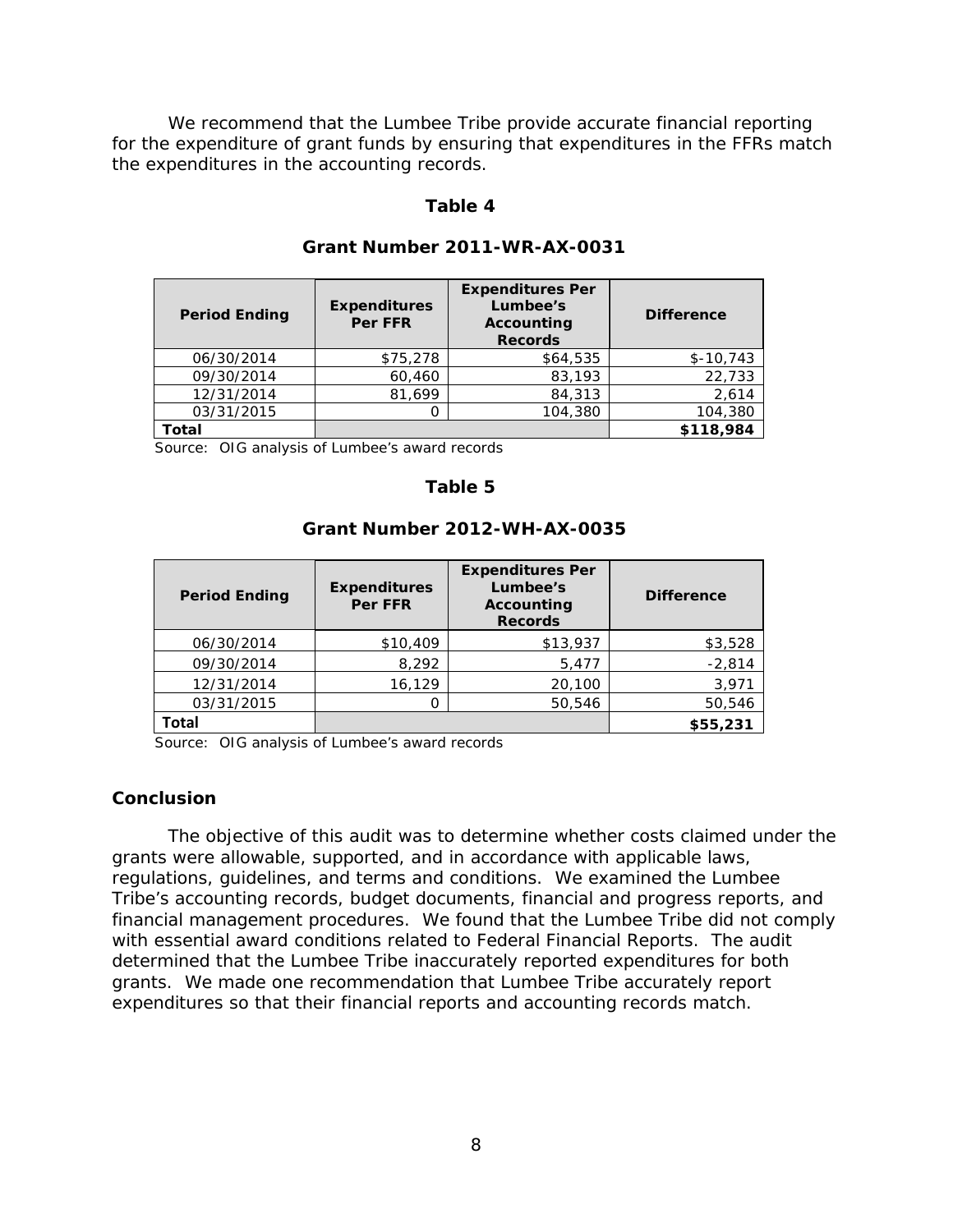We recommend that the Lumbee Tribe provide accurate financial reporting for the expenditure of grant funds by ensuring that expenditures in the FFRs match the expenditures in the accounting records.

**Table 4**

**Grant Number 2011-WR-AX-0031**

| Period Ending | Expenditures Per FFR | Expenditures Per Lumbee's Accounting Records | Difference |
|---|---|---|---|
| 06/30/2014 | $75,278 | $64,535 | $-10,743 |
| 09/30/2014 | 60,460 | 83,193 | 22,733 |
| 12/31/2014 | 81,699 | 84,313 | 2,614 |
| 03/31/2015 | 0 | 104,380 | 104,380 |
| **Total** | | | **$118,984** |

Source: OIG analysis of Lumbee's award records

**Table 5**

**Grant Number 2012-WH-AX-0035**

| Period Ending | Expenditures Per FFR | Expenditures Per Lumbee's Accounting Records | Difference |
|---|---|---|---|
| 06/30/2014 | $10,409 | $13,937 | $3,528 |
| 09/30/2014 | 8,292 | 5,477 | -2,814 |
| 12/31/2014 | 16,129 | 20,100 | 3,971 |
| 03/31/2015 | 0 | 50,546 | 50,546 |
| **Total** | | | **$55,231** |

Source: OIG analysis of Lumbee's award records

## Conclusion

The objective of this audit was to determine whether costs claimed under the grants were allowable, supported, and in accordance with applicable laws, regulations, guidelines, and terms and conditions. We examined the Lumbee Tribe's accounting records, budget documents, financial and progress reports, and financial management procedures. We found that the Lumbee Tribe did not comply with essential award conditions related to Federal Financial Reports. The audit determined that the Lumbee Tribe inaccurately reported expenditures for both grants. We made one recommendation that Lumbee Tribe accurately report expenditures so that their financial reports and accounting records match.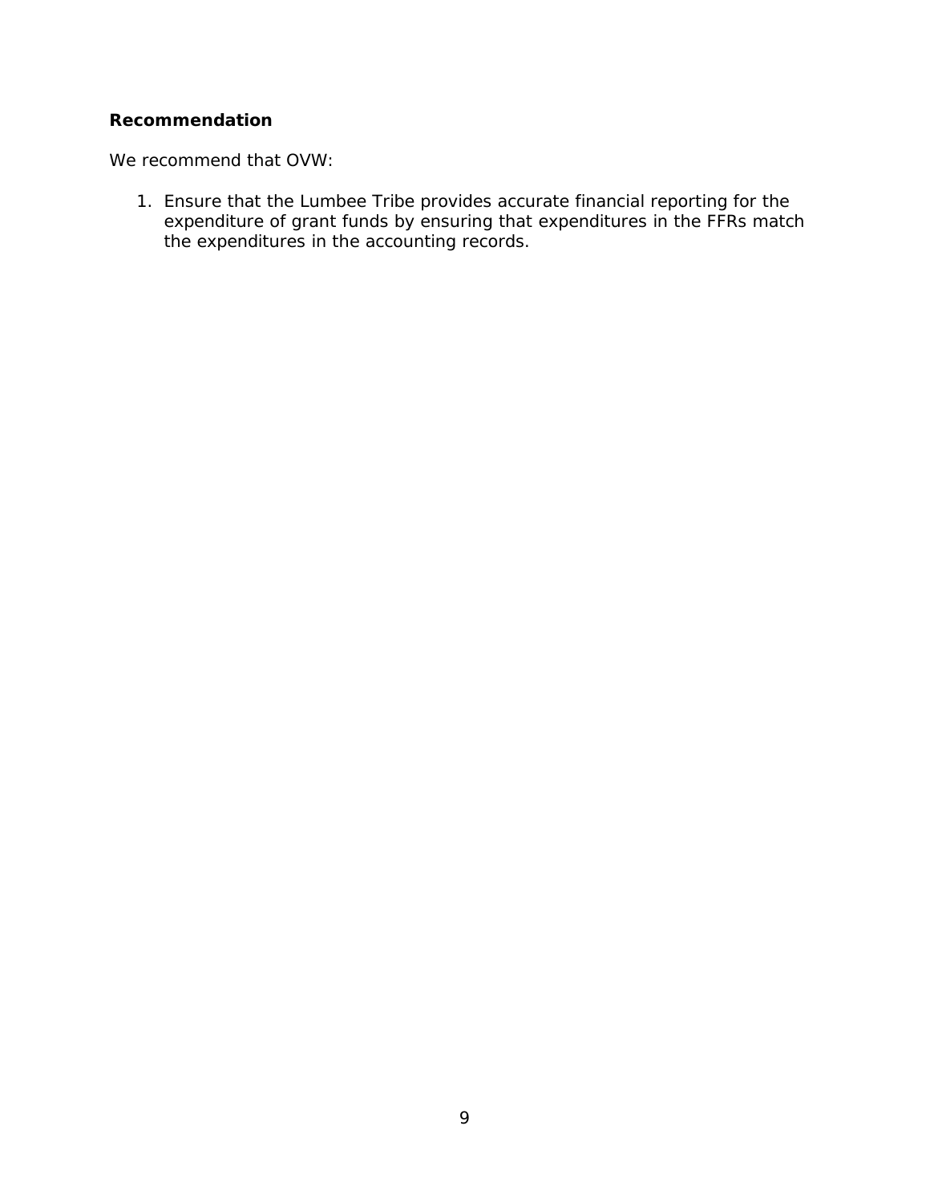### Recommendation

We recommend that OVW:

1. Ensure that the Lumbee Tribe provides accurate financial reporting for the expenditure of grant funds by ensuring that expenditures in the FFRs match the expenditures in the accounting records.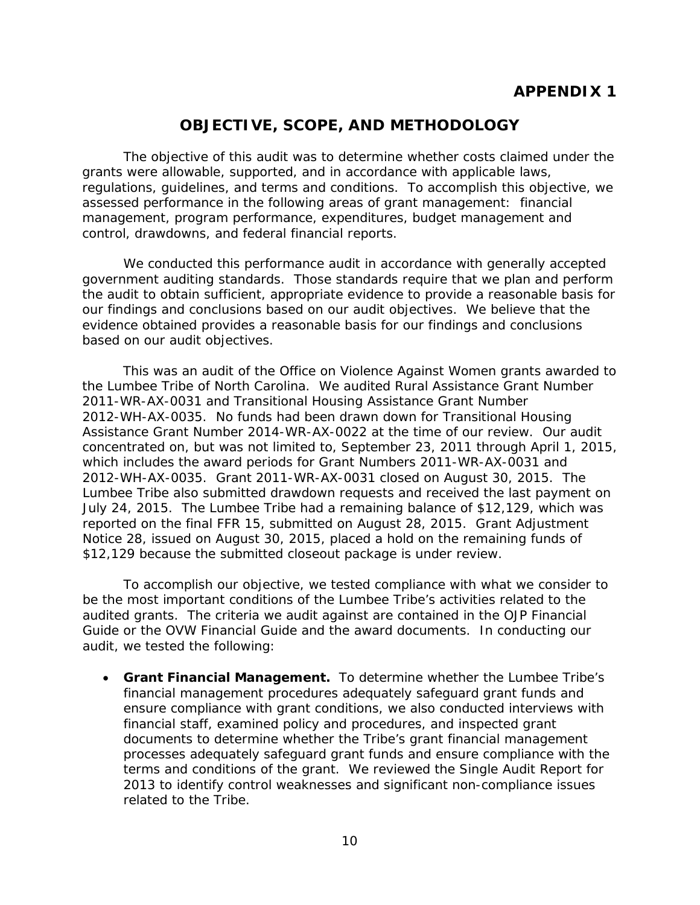# APPENDIX 1

## OBJECTIVE, SCOPE, AND METHODOLOGY

The objective of this audit was to determine whether costs claimed under the grants were allowable, supported, and in accordance with applicable laws, regulations, guidelines, and terms and conditions. To accomplish this objective, we assessed performance in the following areas of grant management: financial management, program performance, expenditures, budget management and control, drawdowns, and federal financial reports.

We conducted this performance audit in accordance with generally accepted government auditing standards. Those standards require that we plan and perform the audit to obtain sufficient, appropriate evidence to provide a reasonable basis for our findings and conclusions based on our audit objectives. We believe that the evidence obtained provides a reasonable basis for our findings and conclusions based on our audit objectives.

This was an audit of the Office on Violence Against Women grants awarded to the Lumbee Tribe of North Carolina. We audited Rural Assistance Grant Number 2011-WR-AX-0031 and Transitional Housing Assistance Grant Number 2012-WH-AX-0035. No funds had been drawn down for Transitional Housing Assistance Grant Number 2014-WR-AX-0022 at the time of our review. Our audit concentrated on, but was not limited to, September 23, 2011 through April 1, 2015, which includes the award periods for Grant Numbers 2011-WR-AX-0031 and 2012-WH-AX-0035. Grant 2011-WR-AX-0031 closed on August 30, 2015. The Lumbee Tribe also submitted drawdown requests and received the last payment on July 24, 2015. The Lumbee Tribe had a remaining balance of $12,129, which was reported on the final FFR 15, submitted on August 28, 2015. Grant Adjustment Notice 28, issued on August 30, 2015, placed a hold on the remaining funds of $12,129 because the submitted closeout package is under review.

To accomplish our objective, we tested compliance with what we consider to be the most important conditions of the Lumbee Tribe's activities related to the audited grants. The criteria we audit against are contained in the OJP Financial Guide or the OVW Financial Guide and the award documents. In conducting our audit, we tested the following:

- **Grant Financial Management.** To determine whether the Lumbee Tribe's financial management procedures adequately safeguard grant funds and ensure compliance with grant conditions, we also conducted interviews with financial staff, examined policy and procedures, and inspected grant documents to determine whether the Tribe's grant financial management processes adequately safeguard grant funds and ensure compliance with the terms and conditions of the grant. We reviewed the Single Audit Report for 2013 to identify control weaknesses and significant non-compliance issues related to the Tribe.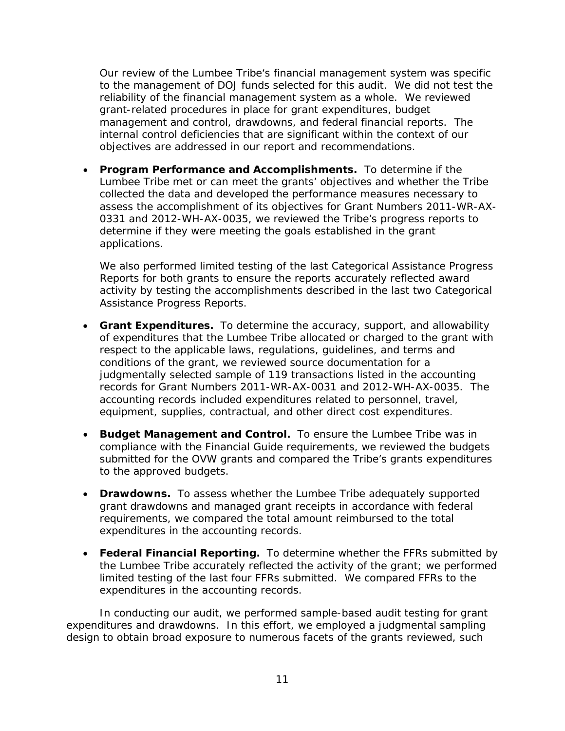Our review of the Lumbee Tribe's financial management system was specific to the management of DOJ funds selected for this audit. We did not test the reliability of the financial management system as a whole. We reviewed grant-related procedures in place for grant expenditures, budget management and control, drawdowns, and federal financial reports. The internal control deficiencies that are significant within the context of our objectives are addressed in our report and recommendations.

- **Program Performance and Accomplishments.** To determine if the Lumbee Tribe met or can meet the grants' objectives and whether the Tribe collected the data and developed the performance measures necessary to assess the accomplishment of its objectives for Grant Numbers 2011-WR-AX-0331 and 2012-WH-AX-0035, we reviewed the Tribe's progress reports to determine if they were meeting the goals established in the grant applications.

  We also performed limited testing of the last Categorical Assistance Progress Reports for both grants to ensure the reports accurately reflected award activity by testing the accomplishments described in the last two Categorical Assistance Progress Reports.

- **Grant Expenditures.** To determine the accuracy, support, and allowability of expenditures that the Lumbee Tribe allocated or charged to the grant with respect to the applicable laws, regulations, guidelines, and terms and conditions of the grant, we reviewed source documentation for a judgmentally selected sample of 119 transactions listed in the accounting records for Grant Numbers 2011-WR-AX-0031 and 2012-WH-AX-0035. The accounting records included expenditures related to personnel, travel, equipment, supplies, contractual, and other direct cost expenditures.

- **Budget Management and Control.** To ensure the Lumbee Tribe was in compliance with the Financial Guide requirements, we reviewed the budgets submitted for the OVW grants and compared the Tribe's grants expenditures to the approved budgets.

- **Drawdowns.** To assess whether the Lumbee Tribe adequately supported grant drawdowns and managed grant receipts in accordance with federal requirements, we compared the total amount reimbursed to the total expenditures in the accounting records.

- **Federal Financial Reporting.** To determine whether the FFRs submitted by the Lumbee Tribe accurately reflected the activity of the grant; we performed limited testing of the last four FFRs submitted. We compared FFRs to the expenditures in the accounting records.

In conducting our audit, we performed sample-based audit testing for grant expenditures and drawdowns. In this effort, we employed a judgmental sampling design to obtain broad exposure to numerous facets of the grants reviewed, such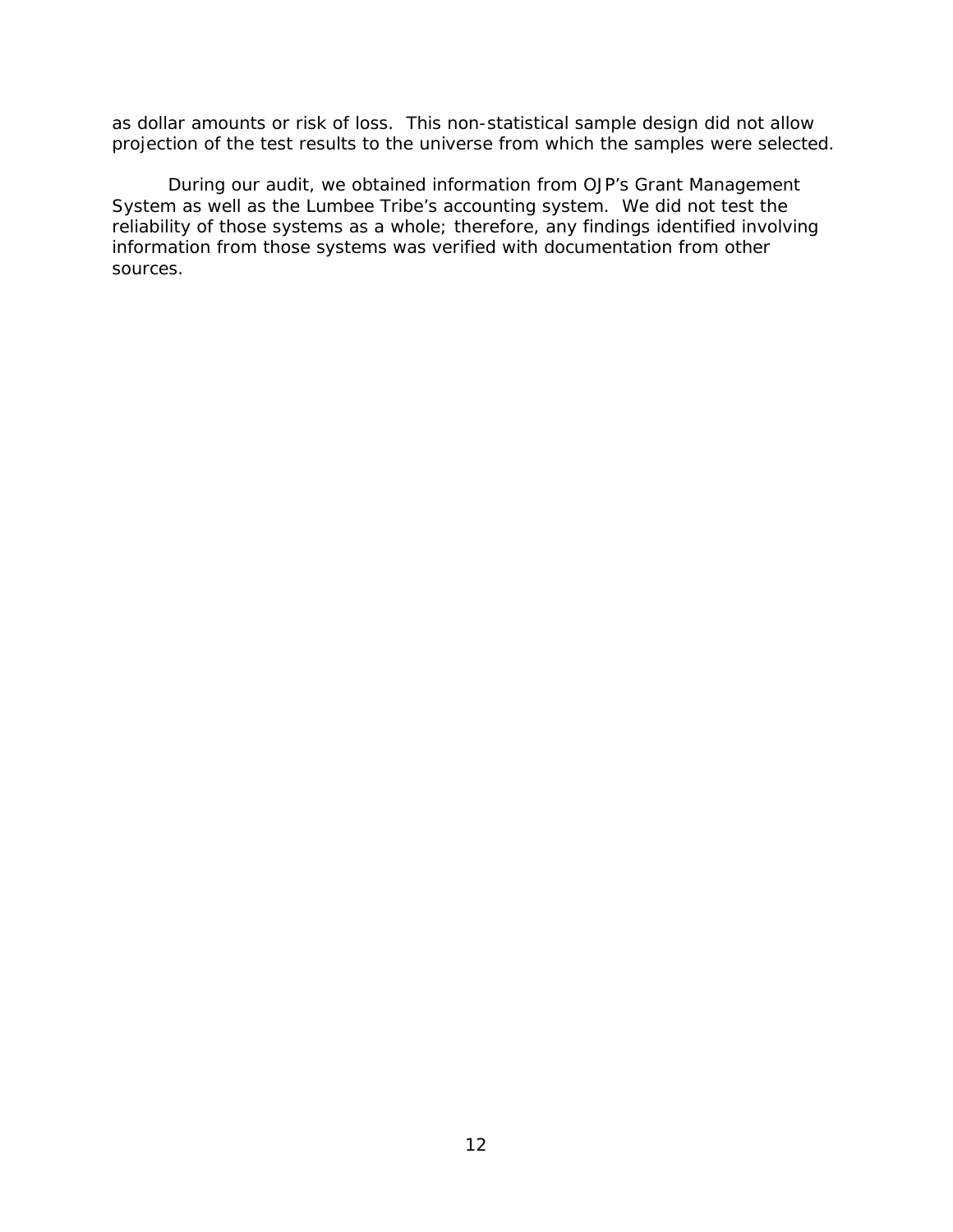as dollar amounts or risk of loss. This non-statistical sample design did not allow projection of the test results to the universe from which the samples were selected.

During our audit, we obtained information from OJP's Grant Management System as well as the Lumbee Tribe's accounting system. We did not test the reliability of those systems as a whole; therefore, any findings identified involving information from those systems was verified with documentation from other sources.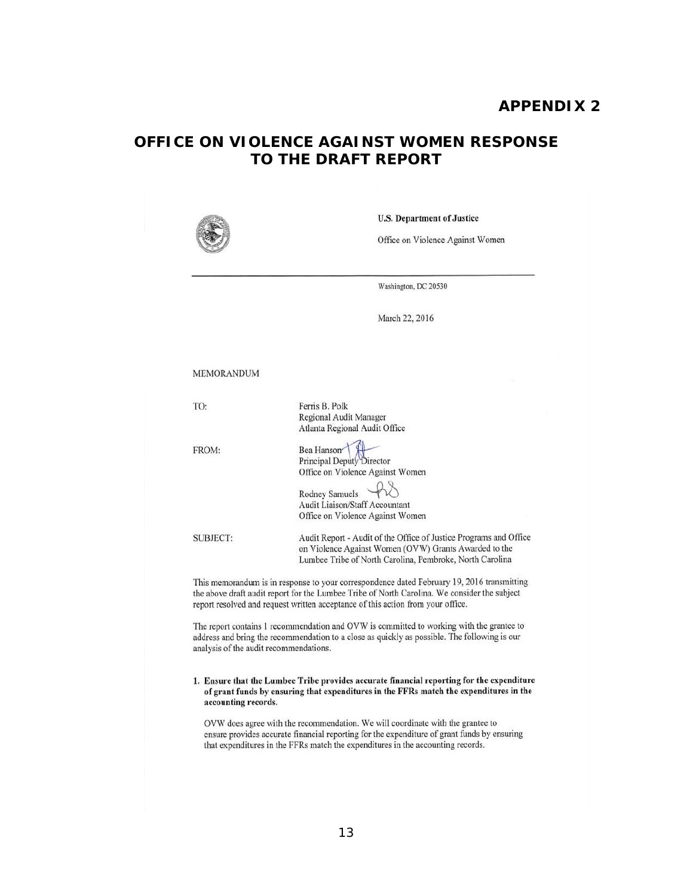## APPENDIX 2

# OFFICE ON VIOLENCE AGAINST WOMEN RESPONSE TO THE DRAFT REPORT

**U.S. Department of Justice**

Office on Violence Against Women

Washington, DC 20530

March 22, 2016

MEMORANDUM

TO: Ferris B. Polk
Regional Audit Manager
Atlanta Regional Audit Office

FROM: Bea Hanson
Principal Deputy Director
Office on Violence Against Women

Rodney Samuels
Audit Liaison/Staff Accountant
Office on Violence Against Women

SUBJECT: Audit Report - Audit of the Office of Justice Programs and Office on Violence Against Women (OVW) Grants Awarded to the Lumbee Tribe of North Carolina, Pembroke, North Carolina

This memorandum is in response to your correspondence dated February 19, 2016 transmitting the above draft audit report for the Lumbee Tribe of North Carolina. We consider the subject report resolved and request written acceptance of this action from your office.

The report contains 1 recommendation and OVW is committed to working with the grantee to address and bring the recommendation to a close as quickly as possible. The following is our analysis of the audit recommendations.

**1. Ensure that the Lumbee Tribe provides accurate financial reporting for the expenditure of grant funds by ensuring that expenditures in the FFRs match the expenditures in the accounting records.**

OVW does agree with the recommendation. We will coordinate with the grantee to ensure provides accurate financial reporting for the expenditure of grant funds by ensuring that expenditures in the FFRs match the expenditures in the accounting records.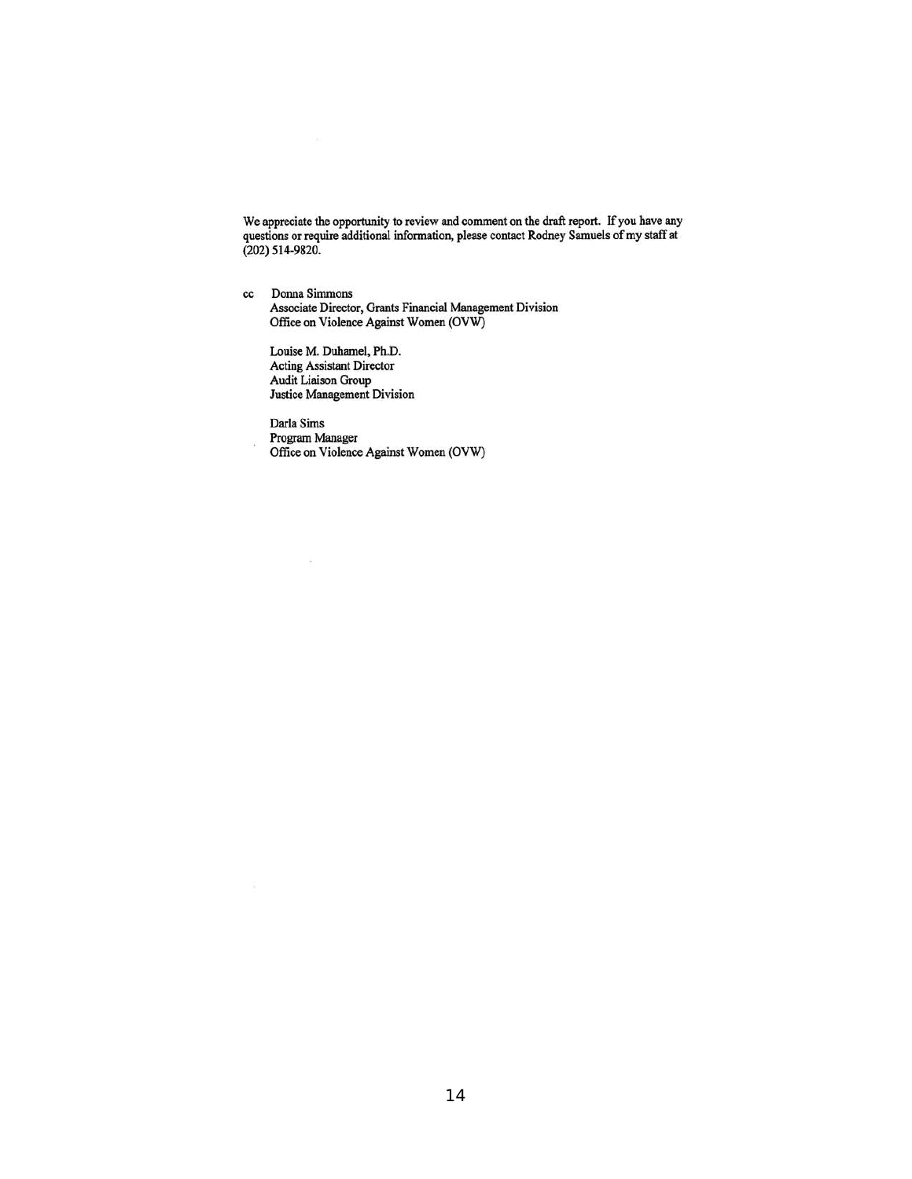We appreciate the opportunity to review and comment on the draft report. If you have any questions or require additional information, please contact Rodney Samuels of my staff at (202) 514-9820.

cc Donna Simmons
Associate Director, Grants Financial Management Division
Office on Violence Against Women (OVW)

Louise M. Duhamel, Ph.D.
Acting Assistant Director
Audit Liaison Group
Justice Management Division

Darla Sims
Program Manager
Office on Violence Against Women (OVW)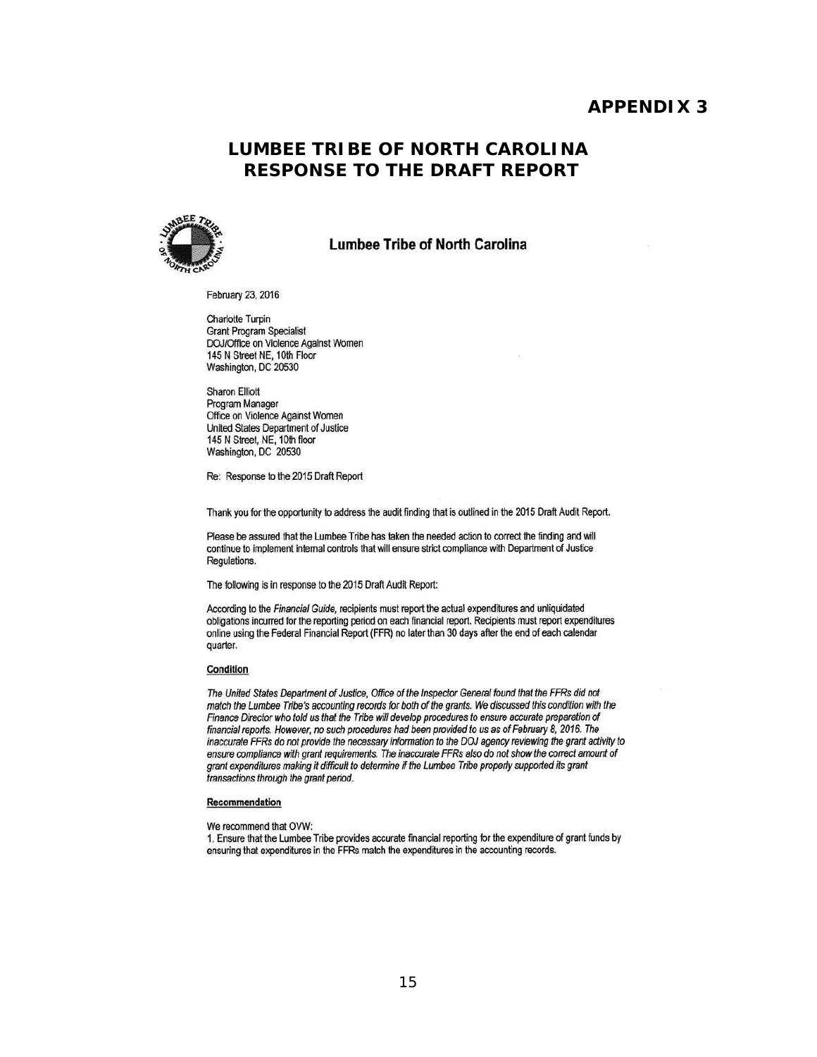## APPENDIX 3

# LUMBEE TRIBE OF NORTH CAROLINA RESPONSE TO THE DRAFT REPORT

**Lumbee Tribe of North Carolina**

February 23, 2016

Charlotte Turpin
Grant Program Specialist
DOJ/Office on Violence Against Women
145 N Street NE, 10th Floor
Washington, DC 20530

Sharon Elliott
Program Manager
Office on Violence Against Women
United States Department of Justice
145 N Street, NE, 10th floor
Washington, DC 20530

Re: Response to the 2015 Draft Report

Thank you for the opportunity to address the audit finding that is outlined in the 2015 Draft Audit Report.

Please be assured that the Lumbee Tribe has taken the needed action to correct the finding and will continue to implement internal controls that will ensure strict compliance with Department of Justice Regulations.

The following is in response to the 2015 Draft Audit Report:

According to the *Financial Guide*, recipients must report the actual expenditures and unliquidated obligations incurred for the reporting period on each financial report. Recipients must report expenditures online using the Federal Financial Report (FFR) no later than 30 days after the end of each calendar quarter.

**Condition**

*The United States Department of Justice, Office of the Inspector General found that the FFRs did not match the Lumbee Tribe's accounting records for both of the grants. We discussed this condition with the Finance Director who told us that the Tribe will develop procedures to ensure accurate preparation of financial reports. However, no such procedures had been provided to us as of February 8, 2016. The inaccurate FFRs do not provide the necessary information to the DOJ agency reviewing the grant activity to ensure compliance with grant requirements. The inaccurate FFRs also do not show the correct amount of grant expenditures making it difficult to determine if the Lumbee Tribe properly supported its grant transactions through the grant period.*

**Recommendation**

We recommend that OVW:

1. Ensure that the Lumbee Tribe provides accurate financial reporting for the expenditure of grant funds by ensuring that expenditures in the FFRs match the expenditures in the accounting records.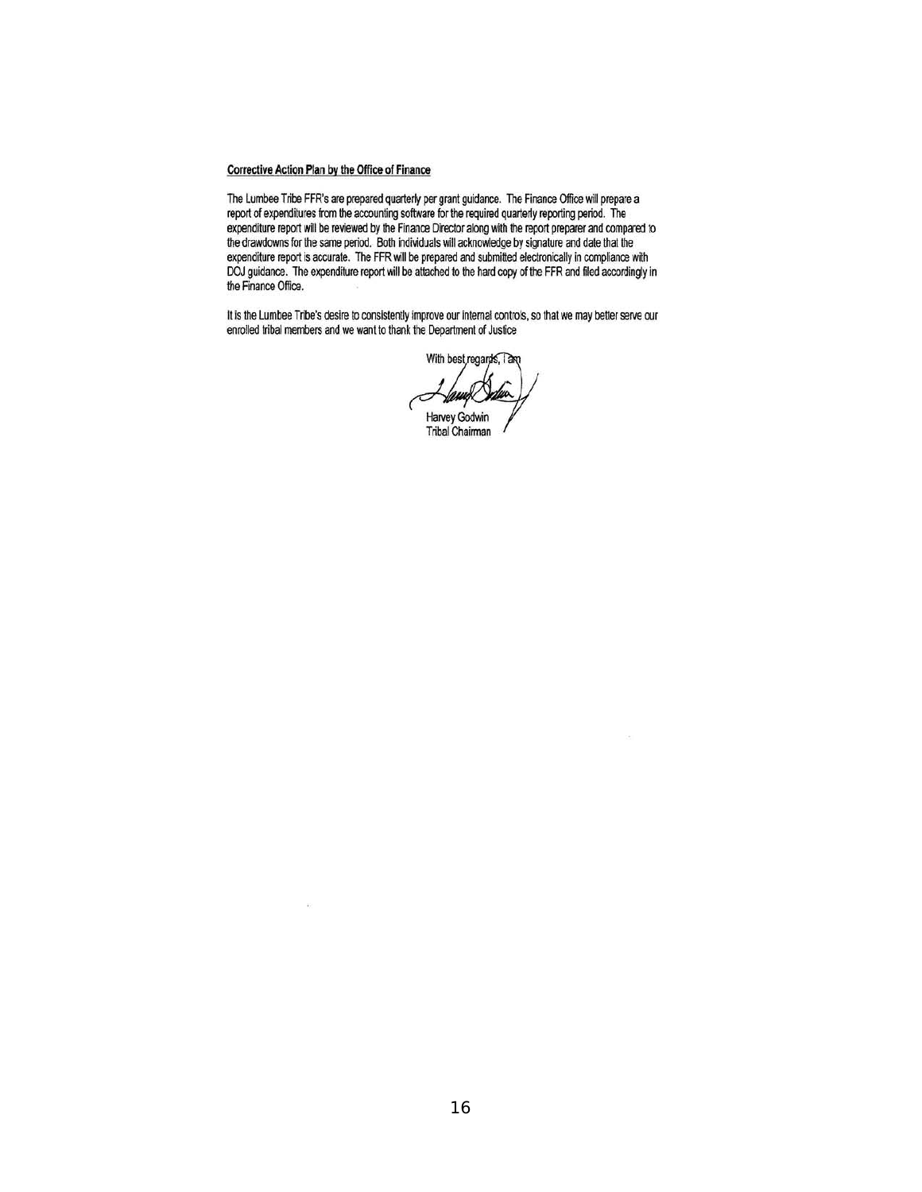**Corrective Action Plan by the Office of Finance**

The Lumbee Tribe FFR's are prepared quarterly per grant guidance. The Finance Office will prepare a report of expenditures from the accounting software for the required quarterly reporting period. The expenditure report will be reviewed by the Finance Director along with the report preparer and compared to the drawdowns for the same period. Both individuals will acknowledge by signature and date that the expenditure report is accurate. The FFR will be prepared and submitted electronically in compliance with DOJ guidance. The expenditure report will be attached to the hard copy of the FFR and filed accordingly in the Finance Office.

It is the Lumbee Tribe's desire to consistently improve our internal controls, so that we may better serve our enrolled tribal members and we want to thank the Department of Justice

With best regards, I am

Harvey Godwin
Tribal Chairman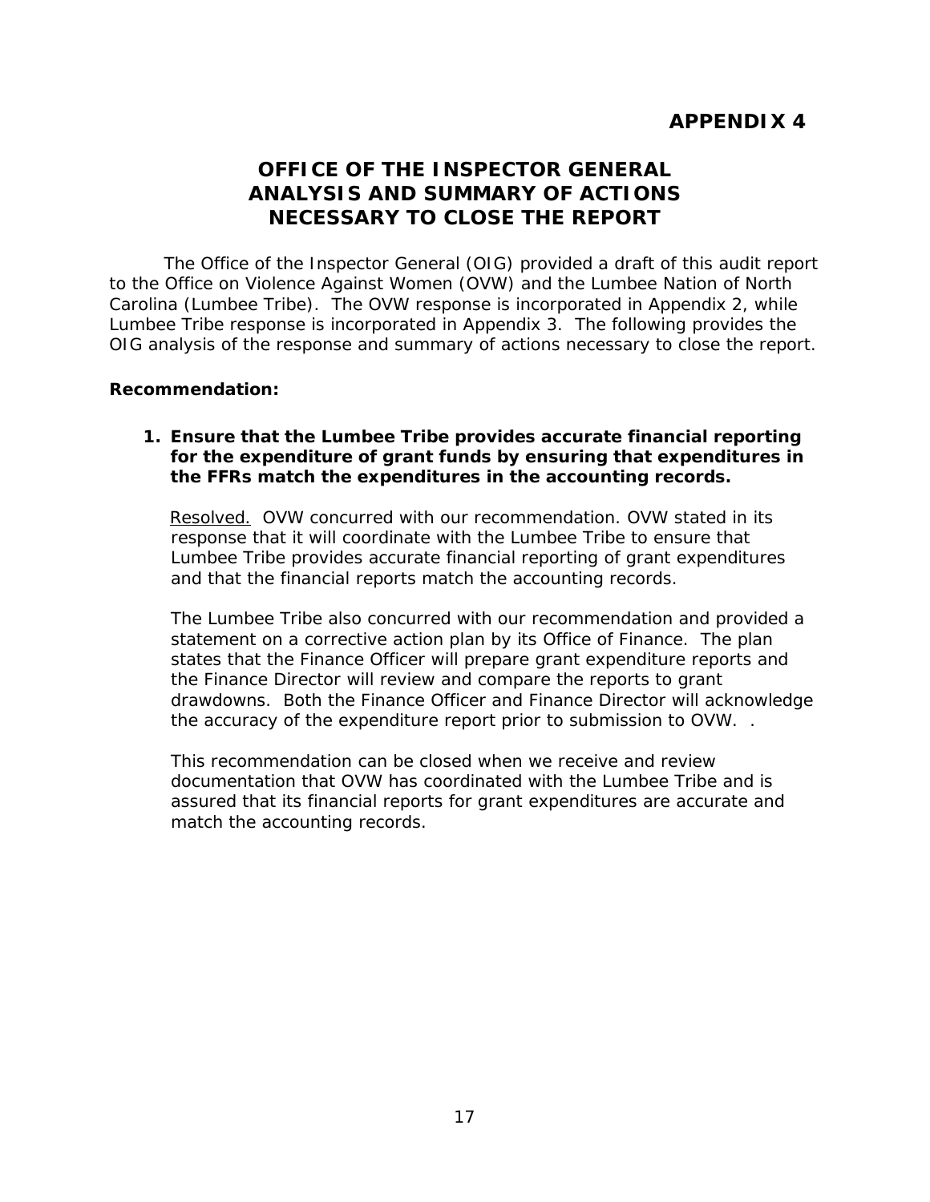# APPENDIX 4

## OFFICE OF THE INSPECTOR GENERAL ANALYSIS AND SUMMARY OF ACTIONS NECESSARY TO CLOSE THE REPORT

The Office of the Inspector General (OIG) provided a draft of this audit report to the Office on Violence Against Women (OVW) and the Lumbee Nation of North Carolina (Lumbee Tribe). The OVW response is incorporated in Appendix 2, while Lumbee Tribe response is incorporated in Appendix 3. The following provides the OIG analysis of the response and summary of actions necessary to close the report.

**Recommendation:**

1. **Ensure that the Lumbee Tribe provides accurate financial reporting for the expenditure of grant funds by ensuring that expenditures in the FFRs match the expenditures in the accounting records.**

   <u>Resolved.</u> OVW concurred with our recommendation. OVW stated in its response that it will coordinate with the Lumbee Tribe to ensure that Lumbee Tribe provides accurate financial reporting of grant expenditures and that the financial reports match the accounting records.

   The Lumbee Tribe also concurred with our recommendation and provided a statement on a corrective action plan by its Office of Finance. The plan states that the Finance Officer will prepare grant expenditure reports and the Finance Director will review and compare the reports to grant drawdowns. Both the Finance Officer and Finance Director will acknowledge the accuracy of the expenditure report prior to submission to OVW. .

   This recommendation can be closed when we receive and review documentation that OVW has coordinated with the Lumbee Tribe and is assured that its financial reports for grant expenditures are accurate and match the accounting records.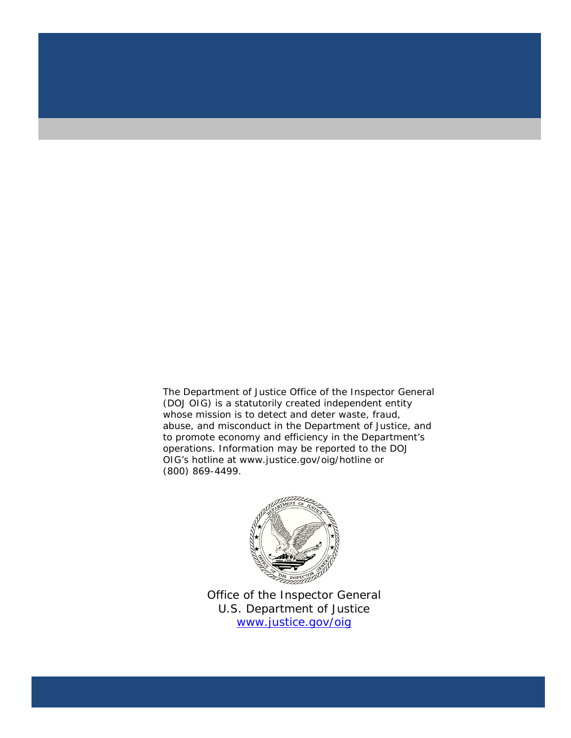The Department of Justice Office of the Inspector General (DOJ OIG) is a statutorily created independent entity whose mission is to detect and deter waste, fraud, abuse, and misconduct in the Department of Justice, and to promote economy and efficiency in the Department's operations. Information may be reported to the DOJ OIG's hotline at www.justice.gov/oig/hotline or (800) 869-4499.

Office of the Inspector General
U.S. Department of Justice
www.justice.gov/oig